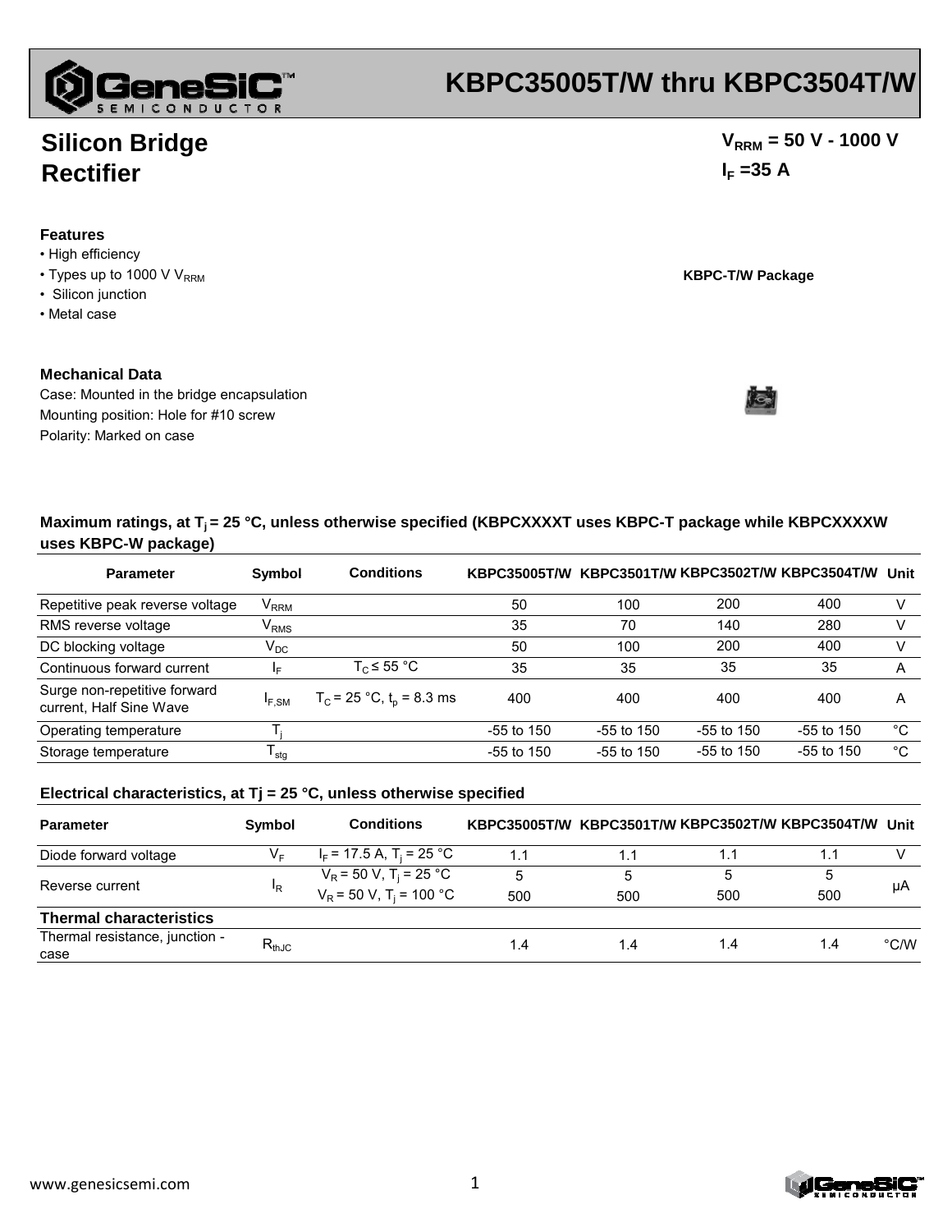# KBPC35005T/W thru KBPC3504T/W

## Silicon Bridge Rectifier

$V_{RRM}$ = 50 V - 1000 V

$I_F$ =35 A

### Features

- High efficiency
- Types up to 1000 V $V_{RRM}$
- Silicon junction
- Metal case

**KBPC-T/W Package**

### Mechanical Data

Case: Mounted in the bridge encapsulation
Mounting position: Hole for #10 screw
Polarity: Marked on case

**Maximum ratings, at $T_j$ = 25 °C, unless otherwise specified (KBPCXXXXT uses KBPC-T package while KBPCXXXXW uses KBPC-W package)**

| Parameter | Symbol | Conditions | KBPC35005T/W | KBPC3501T/W | KBPC3502T/W | KBPC3504T/W | Unit |
|---|---|---|---|---|---|---|---|
| Repetitive peak reverse voltage | $V_{RRM}$ | | 50 | 100 | 200 | 400 | V |
| RMS reverse voltage | $V_{RMS}$ | | 35 | 70 | 140 | 280 | V |
| DC blocking voltage | $V_{DC}$ | | 50 | 100 | 200 | 400 | V |
| Continuous forward current | $I_F$ | $T_C$ ≤ 55 °C | 35 | 35 | 35 | 35 | A |
| Surge non-repetitive forward current, Half Sine Wave | $I_{F,SM}$ | $T_C$ = 25 °C, $t_p$ = 8.3 ms | 400 | 400 | 400 | 400 | A |
| Operating temperature | $T_j$ | | -55 to 150 | -55 to 150 | -55 to 150 | -55 to 150 | °C |
| Storage temperature | $T_{stg}$ | | -55 to 150 | -55 to 150 | -55 to 150 | -55 to 150 | °C |

**Electrical characteristics, at Tj = 25 °C, unless otherwise specified**

| Parameter | Symbol | Conditions | KBPC35005T/W | KBPC3501T/W | KBPC3502T/W | KBPC3504T/W | Unit |
|---|---|---|---|---|---|---|---|
| Diode forward voltage | $V_F$ | $I_F$ = 17.5 A, $T_j$ = 25 °C | 1.1 | 1.1 | 1.1 | 1.1 | V |
| Reverse current | $I_R$ | $V_R$ = 50 V, $T_j$ = 25 °C | 5 | 5 | 5 | 5 | μA |
| | | $V_R$ = 50 V, $T_j$ = 100 °C | 500 | 500 | 500 | 500 | |
| **Thermal characteristics** | | | | | | | |
| Thermal resistance, junction - case | $R_{thJC}$ | | 1.4 | 1.4 | 1.4 | 1.4 | °C/W |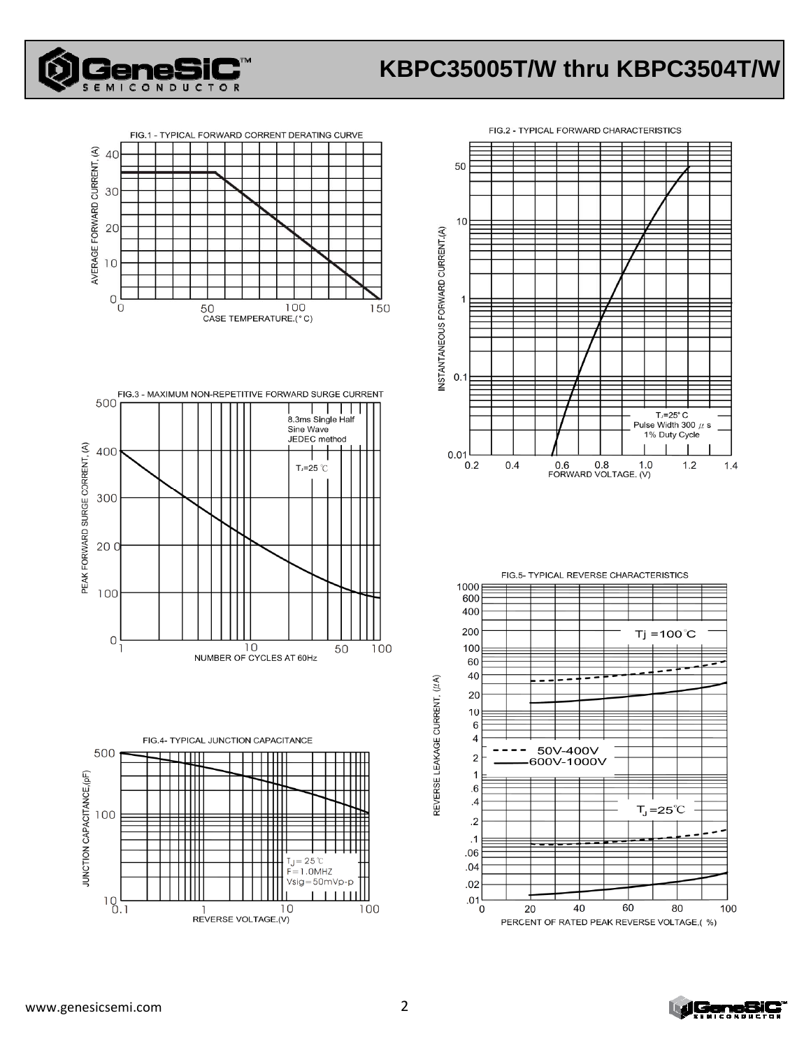# KBPC35005T/W thru KBPC3504T/W

FIG.1 - TYPICAL FORWARD CORRENT DERATING CURVE

AVERAGE FORWARD CURRENT, (A)

40
30
20
10
0

0 50 100 150

CASE TEMPERATURE.(°C)

FIG.2 - TYPICAL FORWARD CHARACTERISTICS

INSTANTANEOUS FORWARD CURRENT,(A)

50
10
1
0.1
0.01

0.2 0.4 0.6 0.8 1.0 1.2 1.4

FORWARD VOLTAGE. (V)

$T_J$=25° C
Pulse Width 300 $\mu$ s
1% Duty Cycle

FIG.3 - MAXIMUM NON-REPETITIVE FORWARD SURGE CURRENT

PEAK FORWARD SURGE CORRENT, (A)

500
400
300
20 0
100
0

1 10 50 100

NUMBER OF CYCLES AT 60Hz

8.3ms Single Half
Sine Wave
JEDEC method

$T_J$=25 ℃

FIG.4- TYPICAL JUNCTION CAPACITANCE

JUNCTION CAPACITANCE,(pF)

500
100
10

0.1 1 10 100

REVERSE VOLTAGE.(V)

$T_J$= 25℃
F=1.0MHZ
Vsig=50mVp-p

FIG.5- TYPICAL REVERSE CHARACTERISTICS

REVERSE LEAKAGE CURRENT, ($\mu$A)

1000
600
400
200
100
60
40
20
10
6
4
2
1
.6
.4
.2
.1
.06
.04
.02
.01

0 20 40 60 80 100

PERCENT OF RATED PEAK REVERSE VOLTAGE,( %)

Tj =100°C

$T_J$=25℃

50V-400V
600V-1000V